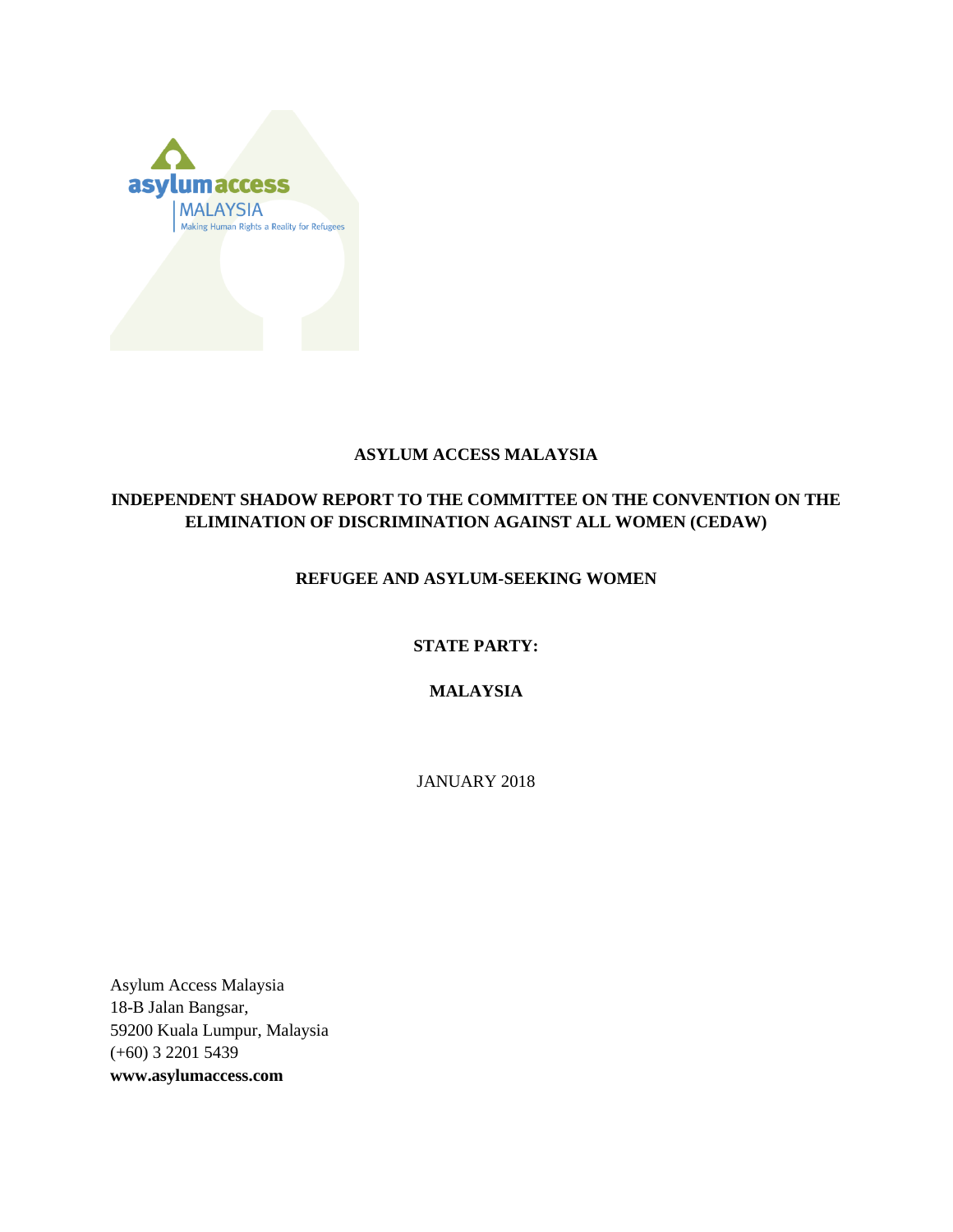asylum access
MALAYSIA
Making Human Rights a Reality for Refugees

**ASYLUM ACCESS MALAYSIA**

# INDEPENDENT SHADOW REPORT TO THE COMMITTEE ON THE CONVENTION ON THE ELIMINATION OF DISCRIMINATION AGAINST ALL WOMEN (CEDAW)

## REFUGEE AND ASYLUM-SEEKING WOMEN

**STATE PARTY:**

**MALAYSIA**

JANUARY 2018

Asylum Access Malaysia
18-B Jalan Bangsar,
59200 Kuala Lumpur, Malaysia
(+60) 3 2201 5439
**www.asylumaccess.com**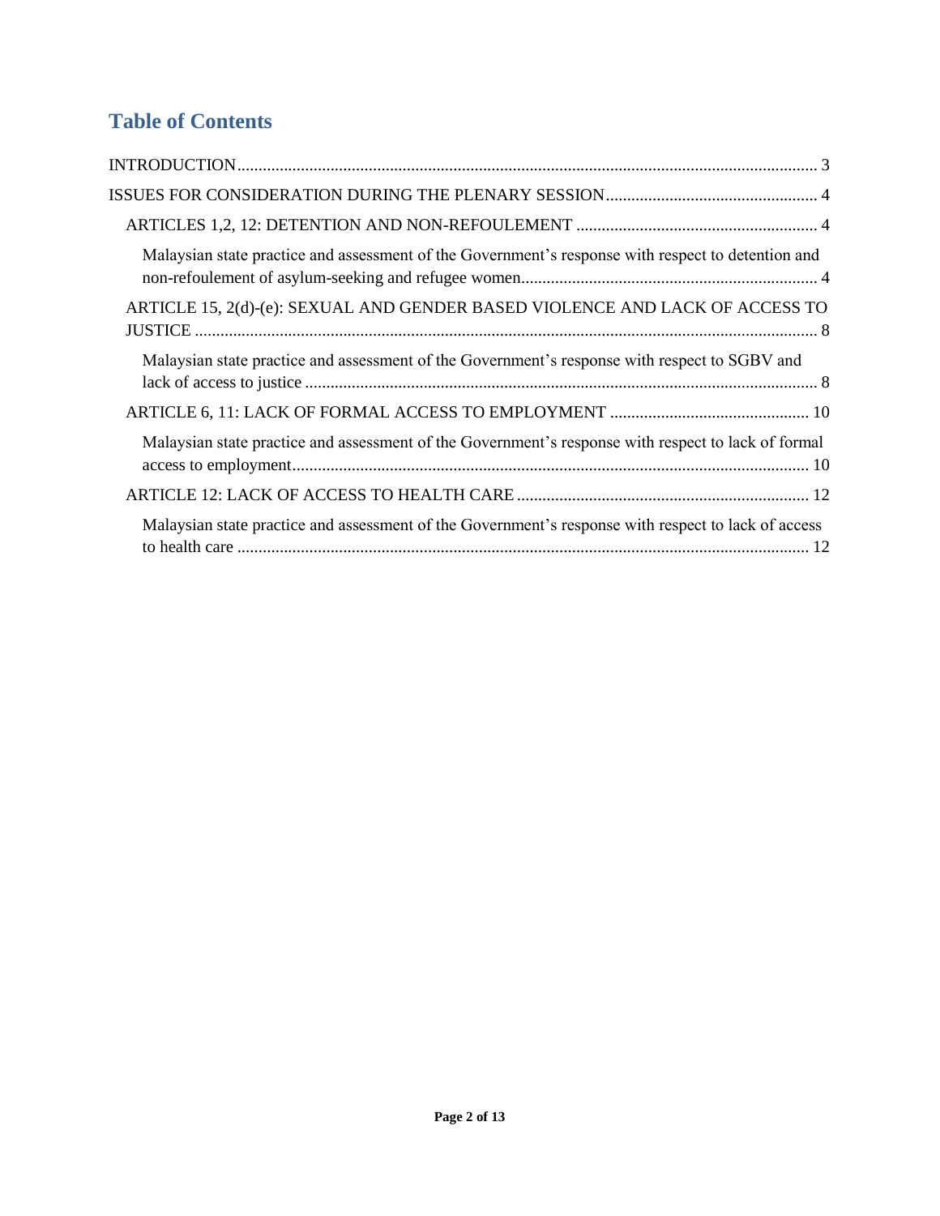# Table of Contents

INTRODUCTION ........ 3

ISSUES FOR CONSIDERATION DURING THE PLENARY SESSION ........ 4

- ARTICLES 1,2, 12: DETENTION AND NON-REFOULEMENT ........ 4
  - Malaysian state practice and assessment of the Government's response with respect to detention and non-refoulement of asylum-seeking and refugee women ........ 4
- ARTICLE 15, 2(d)-(e): SEXUAL AND GENDER BASED VIOLENCE AND LACK OF ACCESS TO JUSTICE ........ 8
  - Malaysian state practice and assessment of the Government's response with respect to SGBV and lack of access to justice ........ 8
- ARTICLE 6, 11: LACK OF FORMAL ACCESS TO EMPLOYMENT ........ 10
  - Malaysian state practice and assessment of the Government's response with respect to lack of formal access to employment ........ 10
- ARTICLE 12: LACK OF ACCESS TO HEALTH CARE ........ 12
  - Malaysian state practice and assessment of the Government's response with respect to lack of access to health care ........ 12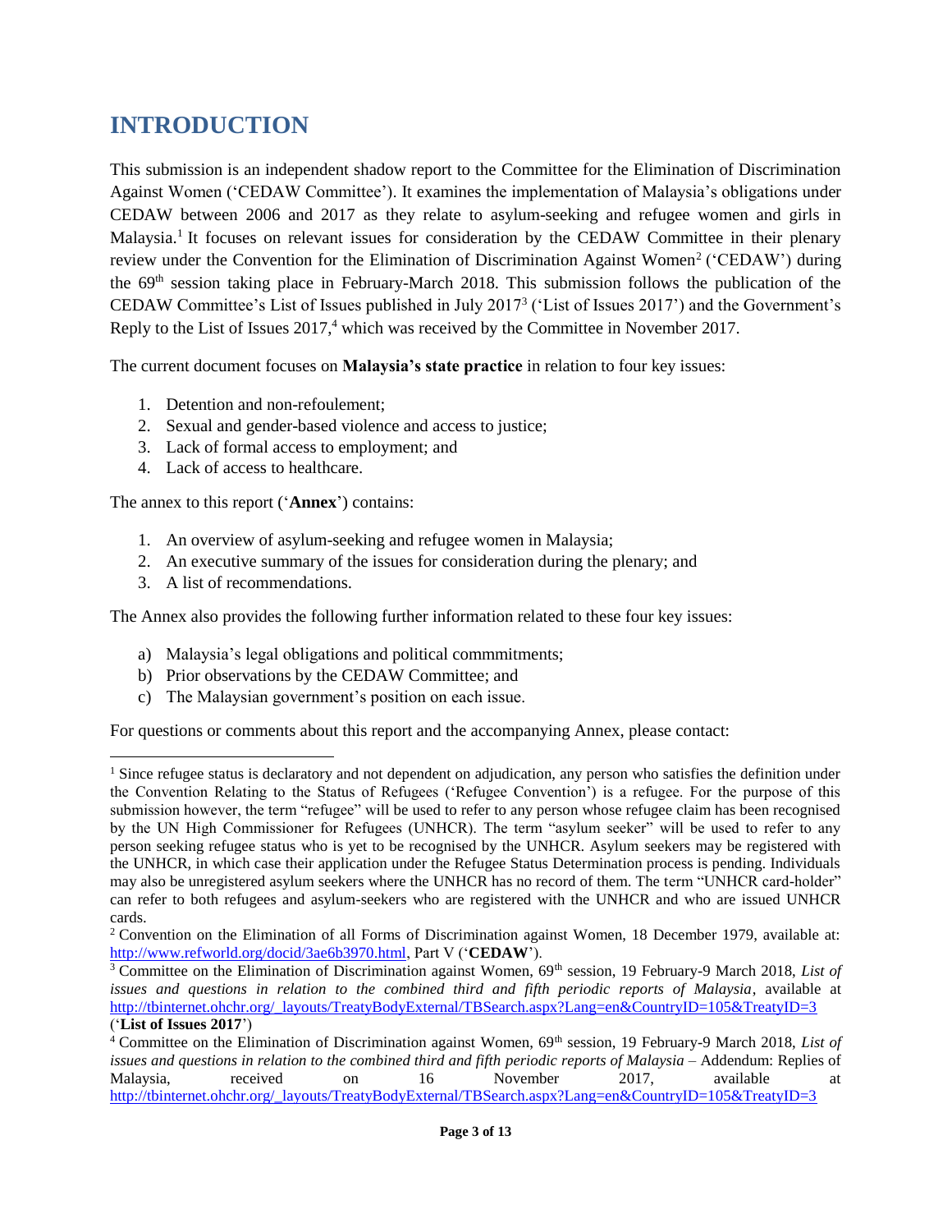# INTRODUCTION

This submission is an independent shadow report to the Committee for the Elimination of Discrimination Against Women ('CEDAW Committee'). It examines the implementation of Malaysia's obligations under CEDAW between 2006 and 2017 as they relate to asylum-seeking and refugee women and girls in Malaysia.[1] It focuses on relevant issues for consideration by the CEDAW Committee in their plenary review under the Convention for the Elimination of Discrimination Against Women[2] ('CEDAW') during the 69th session taking place in February-March 2018. This submission follows the publication of the CEDAW Committee's List of Issues published in July 2017[3] ('List of Issues 2017') and the Government's Reply to the List of Issues 2017,[4] which was received by the Committee in November 2017.

The current document focuses on **Malaysia's state practice** in relation to four key issues:

1. Detention and non-refoulement;
2. Sexual and gender-based violence and access to justice;
3. Lack of formal access to employment; and
4. Lack of access to healthcare.

The annex to this report ('**Annex**') contains:

1. An overview of asylum-seeking and refugee women in Malaysia;
2. An executive summary of the issues for consideration during the plenary; and
3. A list of recommendations.

The Annex also provides the following further information related to these four key issues:

a) Malaysia's legal obligations and political commmitments;
b) Prior observations by the CEDAW Committee; and
c) The Malaysian government's position on each issue.

For questions or comments about this report and the accompanying Annex, please contact:

---

[1] Since refugee status is declaratory and not dependent on adjudication, any person who satisfies the definition under the Convention Relating to the Status of Refugees ('Refugee Convention') is a refugee. For the purpose of this submission however, the term "refugee" will be used to refer to any person whose refugee claim has been recognised by the UN High Commissioner for Refugees (UNHCR). The term "asylum seeker" will be used to refer to any person seeking refugee status who is yet to be recognised by the UNHCR. Asylum seekers may be registered with the UNHCR, in which case their application under the Refugee Status Determination process is pending. Individuals may also be unregistered asylum seekers where the UNHCR has no record of them. The term "UNHCR card-holder" can refer to both refugees and asylum-seekers who are registered with the UNHCR and who are issued UNHCR cards.

[2] Convention on the Elimination of all Forms of Discrimination against Women, 18 December 1979, available at: http://www.refworld.org/docid/3ae6b3970.html, Part V ('**CEDAW**').

[3] Committee on the Elimination of Discrimination against Women, 69th session, 19 February-9 March 2018, *List of issues and questions in relation to the combined third and fifth periodic reports of Malaysia*, available at http://tbinternet.ohchr.org/_layouts/TreatyBodyExternal/TBSearch.aspx?Lang=en&CountryID=105&TreatyID=3 ('**List of Issues 2017**')

[4] Committee on the Elimination of Discrimination against Women, 69th session, 19 February-9 March 2018, *List of issues and questions in relation to the combined third and fifth periodic reports of Malaysia* – Addendum: Replies of Malaysia, received on 16 November 2017, available at http://tbinternet.ohchr.org/_layouts/TreatyBodyExternal/TBSearch.aspx?Lang=en&CountryID=105&TreatyID=3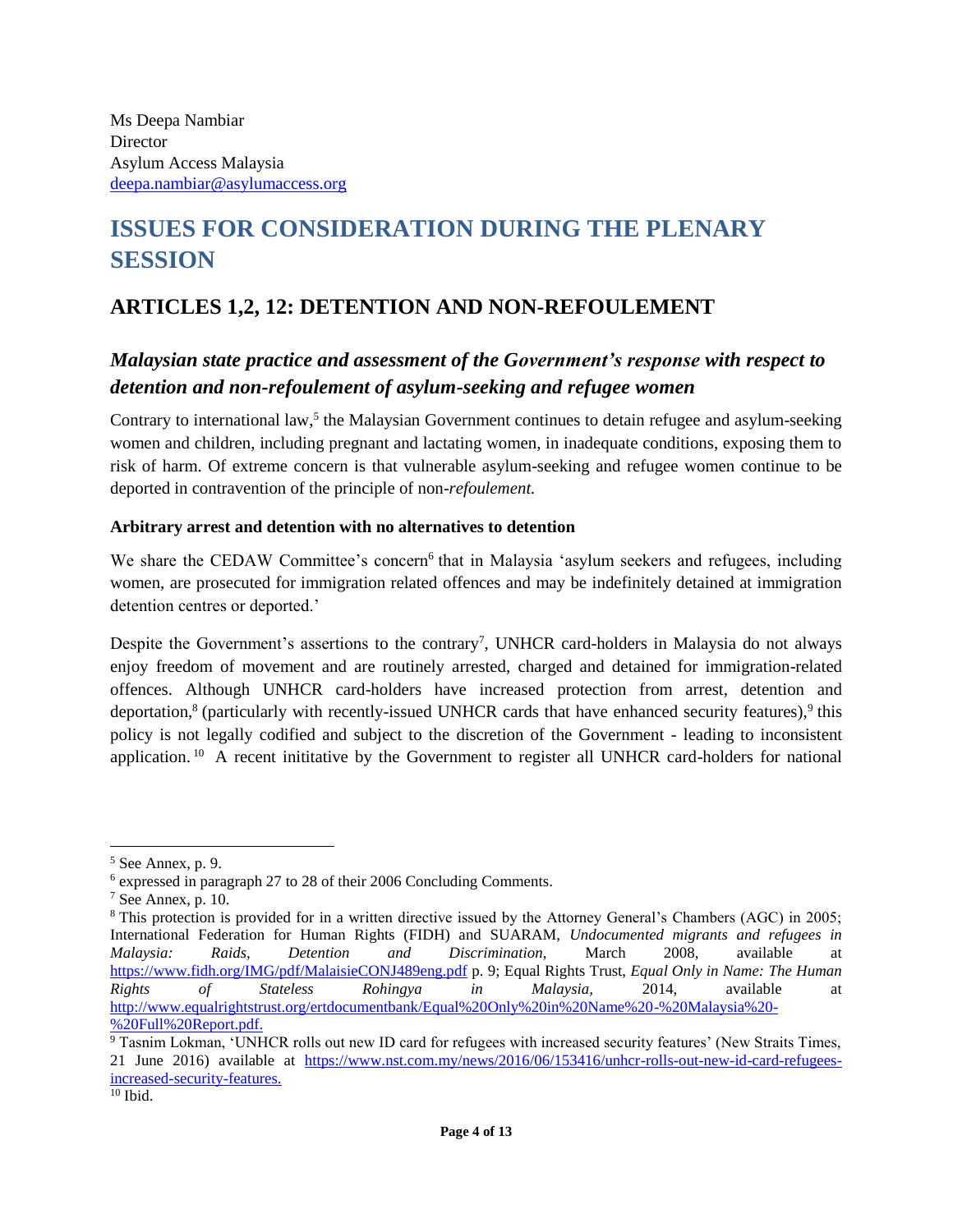Ms Deepa Nambiar
Director
Asylum Access Malaysia
deepa.nambiar@asylumaccess.org

# ISSUES FOR CONSIDERATION DURING THE PLENARY SESSION

## ARTICLES 1,2, 12: DETENTION AND NON-REFOULEMENT

### *Malaysian state practice and assessment of the Government's response with respect to detention and non-refoulement of asylum-seeking and refugee women*

Contrary to international law,[5] the Malaysian Government continues to detain refugee and asylum-seeking women and children, including pregnant and lactating women, in inadequate conditions, exposing them to risk of harm. Of extreme concern is that vulnerable asylum-seeking and refugee women continue to be deported in contravention of the principle of non-*refoulement.*

**Arbitrary arrest and detention with no alternatives to detention**

We share the CEDAW Committee's concern[6] that in Malaysia 'asylum seekers and refugees, including women, are prosecuted for immigration related offences and may be indefinitely detained at immigration detention centres or deported.'

Despite the Government's assertions to the contrary[7], UNHCR card-holders in Malaysia do not always enjoy freedom of movement and are routinely arrested, charged and detained for immigration-related offences. Although UNHCR card-holders have increased protection from arrest, detention and deportation,[8] (particularly with recently-issued UNHCR cards that have enhanced security features),[9] this policy is not legally codified and subject to the discretion of the Government - leading to inconsistent application.[10] A recent inititative by the Government to register all UNHCR card-holders for national

---

[5] See Annex, p. 9.

[6] expressed in paragraph 27 to 28 of their 2006 Concluding Comments.

[7] See Annex, p. 10.

[8] This protection is provided for in a written directive issued by the Attorney General's Chambers (AGC) in 2005; International Federation for Human Rights (FIDH) and SUARAM, *Undocumented migrants and refugees in Malaysia: Raids, Detention and Discrimination,* March 2008, available at https://www.fidh.org/IMG/pdf/MalaisieCONJ489eng.pdf p. 9; Equal Rights Trust, *Equal Only in Name: The Human Rights of Stateless Rohingya in Malaysia,* 2014, available at http://www.equalrightstrust.org/ertdocumentbank/Equal%20Only%20in%20Name%20-%20Malaysia%20-%20Full%20Report.pdf.

[9] Tasnim Lokman, 'UNHCR rolls out new ID card for refugees with increased security features' (New Straits Times, 21 June 2016) available at https://www.nst.com.my/news/2016/06/153416/unhcr-rolls-out-new-id-card-refugees-increased-security-features.

[10] Ibid.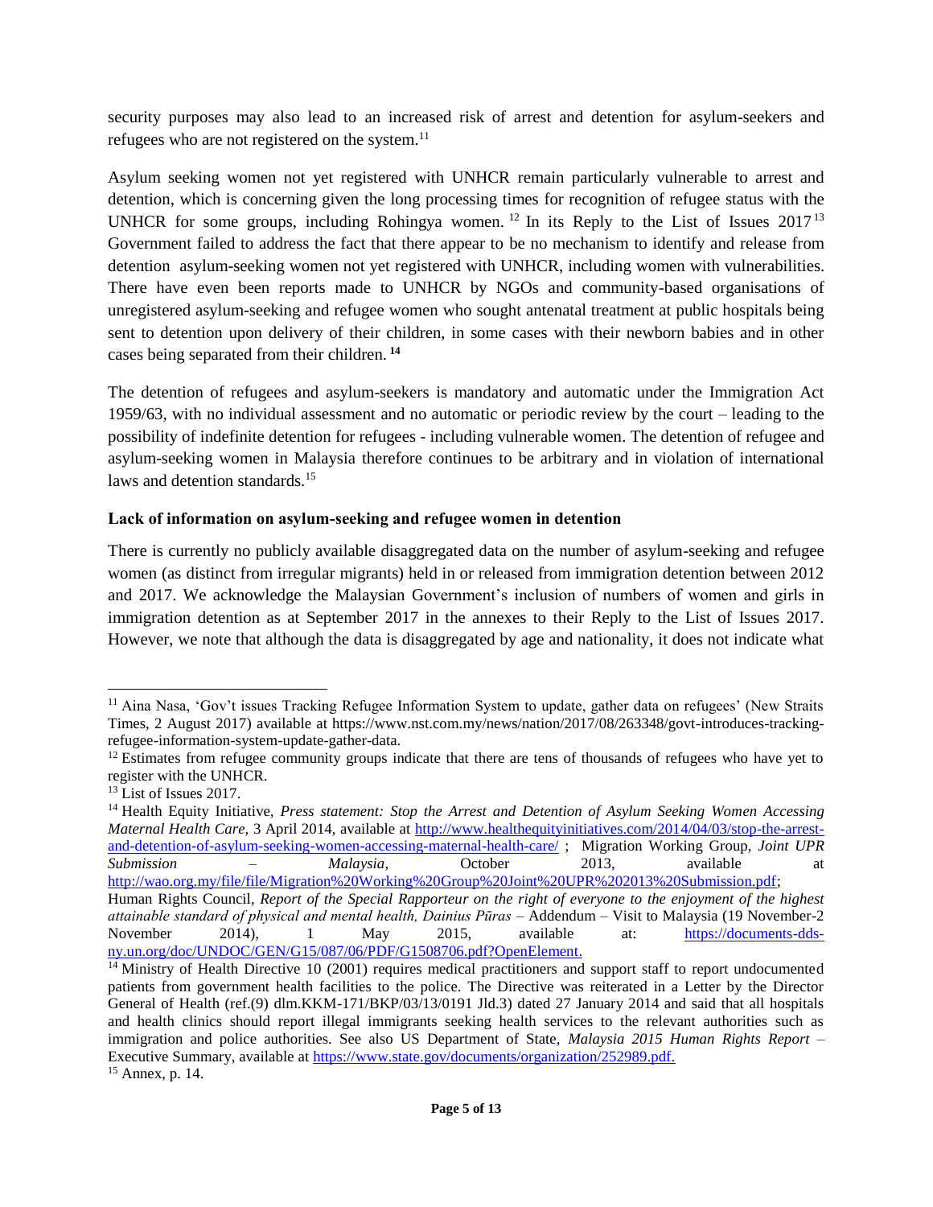security purposes may also lead to an increased risk of arrest and detention for asylum-seekers and refugees who are not registered on the system.[11]

Asylum seeking women not yet registered with UNHCR remain particularly vulnerable to arrest and detention, which is concerning given the long processing times for recognition of refugee status with the UNHCR for some groups, including Rohingya women.[12] In its Reply to the List of Issues 2017[13] Government failed to address the fact that there appear to be no mechanism to identify and release from detention asylum-seeking women not yet registered with UNHCR, including women with vulnerabilities. There have even been reports made to UNHCR by NGOs and community-based organisations of unregistered asylum-seeking and refugee women who sought antenatal treatment at public hospitals being sent to detention upon delivery of their children, in some cases with their newborn babies and in other cases being separated from their children.[14]

The detention of refugees and asylum-seekers is mandatory and automatic under the Immigration Act 1959/63, with no individual assessment and no automatic or periodic review by the court – leading to the possibility of indefinite detention for refugees - including vulnerable women. The detention of refugee and asylum-seeking women in Malaysia therefore continues to be arbitrary and in violation of international laws and detention standards.[15]

**Lack of information on asylum-seeking and refugee women in detention**

There is currently no publicly available disaggregated data on the number of asylum-seeking and refugee women (as distinct from irregular migrants) held in or released from immigration detention between 2012 and 2017. We acknowledge the Malaysian Government's inclusion of numbers of women and girls in immigration detention as at September 2017 in the annexes to their Reply to the List of Issues 2017. However, we note that although the data is disaggregated by age and nationality, it does not indicate what

---

[11] Aina Nasa, 'Gov't issues Tracking Refugee Information System to update, gather data on refugees' (New Straits Times, 2 August 2017) available at https://www.nst.com.my/news/nation/2017/08/263348/govt-introduces-tracking-refugee-information-system-update-gather-data.

[12] Estimates from refugee community groups indicate that there are tens of thousands of refugees who have yet to register with the UNHCR.

[13] List of Issues 2017.

[14] Health Equity Initiative, *Press statement: Stop the Arrest and Detention of Asylum Seeking Women Accessing Maternal Health Care*, 3 April 2014, available at http://www.healthequityinitiatives.com/2014/04/03/stop-the-arrest-and-detention-of-asylum-seeking-women-accessing-maternal-health-care/ ; Migration Working Group, *Joint UPR Submission – Malaysia*, October 2013, available at http://wao.org.my/file/file/Migration%20Working%20Group%20Joint%20UPR%202013%20Submission.pdf; Human Rights Council, *Report of the Special Rapporteur on the right of everyone to the enjoyment of the highest attainable standard of physical and mental health, Dainius Pūras* – Addendum – Visit to Malaysia (19 November-2 November 2014), 1 May 2015, available at: https://documents-dds-ny.un.org/doc/UNDOC/GEN/G15/087/06/PDF/G1508706.pdf?OpenElement.

[14] Ministry of Health Directive 10 (2001) requires medical practitioners and support staff to report undocumented patients from government health facilities to the police. The Directive was reiterated in a Letter by the Director General of Health (ref.(9) dlm.KKM-171/BKP/03/13/0191 Jld.3) dated 27 January 2014 and said that all hospitals and health clinics should report illegal immigrants seeking health services to the relevant authorities such as immigration and police authorities. See also US Department of State, *Malaysia 2015 Human Rights Report* – Executive Summary, available at https://www.state.gov/documents/organization/252989.pdf.

[15] Annex, p. 14.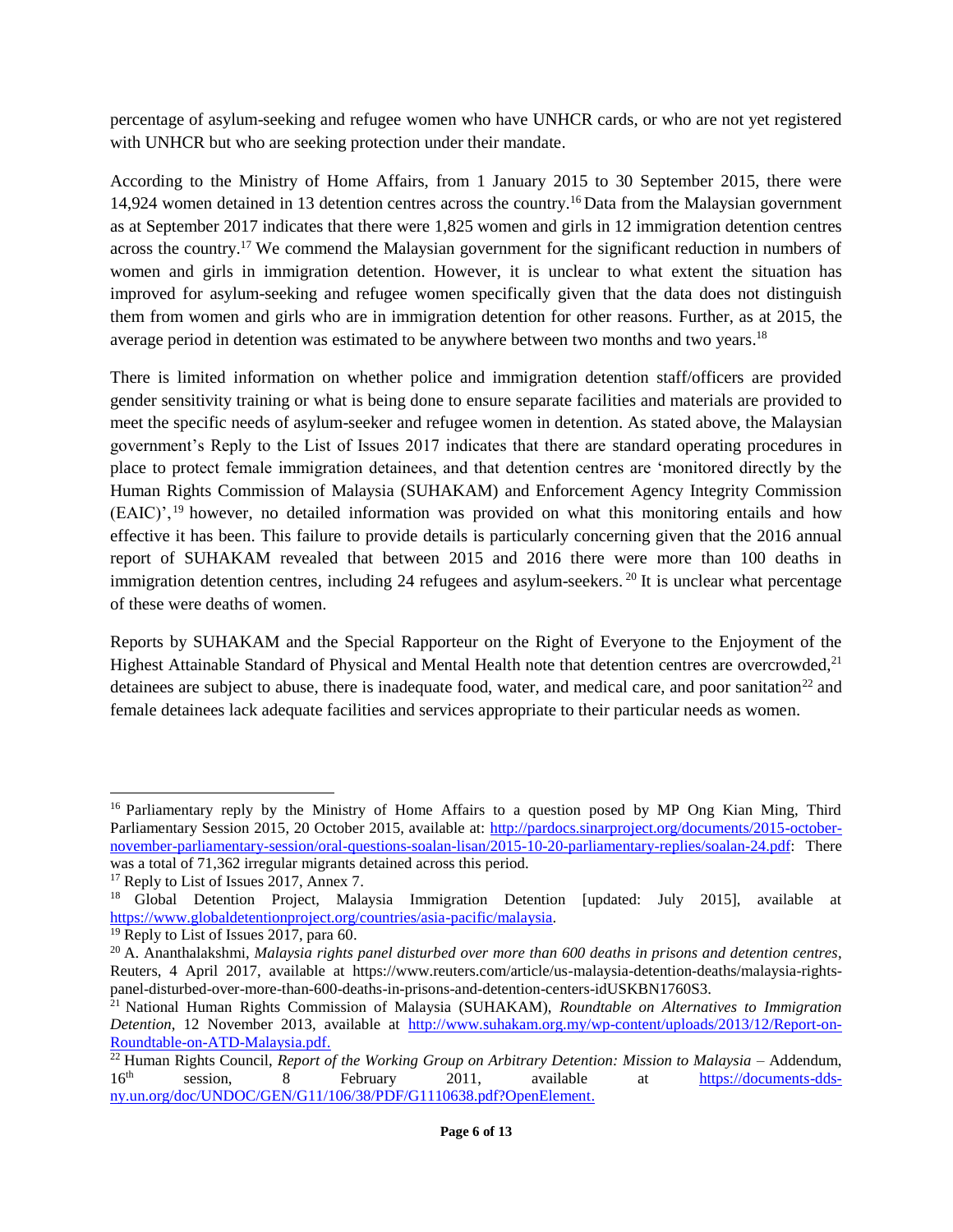percentage of asylum-seeking and refugee women who have UNHCR cards, or who are not yet registered with UNHCR but who are seeking protection under their mandate.

According to the Ministry of Home Affairs, from 1 January 2015 to 30 September 2015, there were 14,924 women detained in 13 detention centres across the country.[16] Data from the Malaysian government as at September 2017 indicates that there were 1,825 women and girls in 12 immigration detention centres across the country.[17] We commend the Malaysian government for the significant reduction in numbers of women and girls in immigration detention. However, it is unclear to what extent the situation has improved for asylum-seeking and refugee women specifically given that the data does not distinguish them from women and girls who are in immigration detention for other reasons. Further, as at 2015, the average period in detention was estimated to be anywhere between two months and two years.[18]

There is limited information on whether police and immigration detention staff/officers are provided gender sensitivity training or what is being done to ensure separate facilities and materials are provided to meet the specific needs of asylum-seeker and refugee women in detention. As stated above, the Malaysian government's Reply to the List of Issues 2017 indicates that there are standard operating procedures in place to protect female immigration detainees, and that detention centres are 'monitored directly by the Human Rights Commission of Malaysia (SUHAKAM) and Enforcement Agency Integrity Commission (EAIC)',[19] however, no detailed information was provided on what this monitoring entails and how effective it has been. This failure to provide details is particularly concerning given that the 2016 annual report of SUHAKAM revealed that between 2015 and 2016 there were more than 100 deaths in immigration detention centres, including 24 refugees and asylum-seekers.[20] It is unclear what percentage of these were deaths of women.

Reports by SUHAKAM and the Special Rapporteur on the Right of Everyone to the Enjoyment of the Highest Attainable Standard of Physical and Mental Health note that detention centres are overcrowded,[21] detainees are subject to abuse, there is inadequate food, water, and medical care, and poor sanitation[22] and female detainees lack adequate facilities and services appropriate to their particular needs as women.

---

[16] Parliamentary reply by the Ministry of Home Affairs to a question posed by MP Ong Kian Ming, Third Parliamentary Session 2015, 20 October 2015, available at: http://pardocs.sinarproject.org/documents/2015-october-november-parliamentary-session/oral-questions-soalan-lisan/2015-10-20-parliamentary-replies/soalan-24.pdf: There was a total of 71,362 irregular migrants detained across this period.

[17] Reply to List of Issues 2017, Annex 7.

[18] Global Detention Project, Malaysia Immigration Detention [updated: July 2015], available at https://www.globaldetentionproject.org/countries/asia-pacific/malaysia.

[19] Reply to List of Issues 2017, para 60.

[20] A. Ananthalakshmi, *Malaysia rights panel disturbed over more than 600 deaths in prisons and detention centres*, Reuters, 4 April 2017, available at https://www.reuters.com/article/us-malaysia-detention-deaths/malaysia-rights-panel-disturbed-over-more-than-600-deaths-in-prisons-and-detention-centers-idUSKBN1760S3.

[21] National Human Rights Commission of Malaysia (SUHAKAM), *Roundtable on Alternatives to Immigration Detention*, 12 November 2013, available at http://www.suhakam.org.my/wp-content/uploads/2013/12/Report-on-Roundtable-on-ATD-Malaysia.pdf.

[22] Human Rights Council, *Report of the Working Group on Arbitrary Detention: Mission to Malaysia* – Addendum, 16th session, 8 February 2011, available at https://documents-dds-ny.un.org/doc/UNDOC/GEN/G11/106/38/PDF/G1110638.pdf?OpenElement.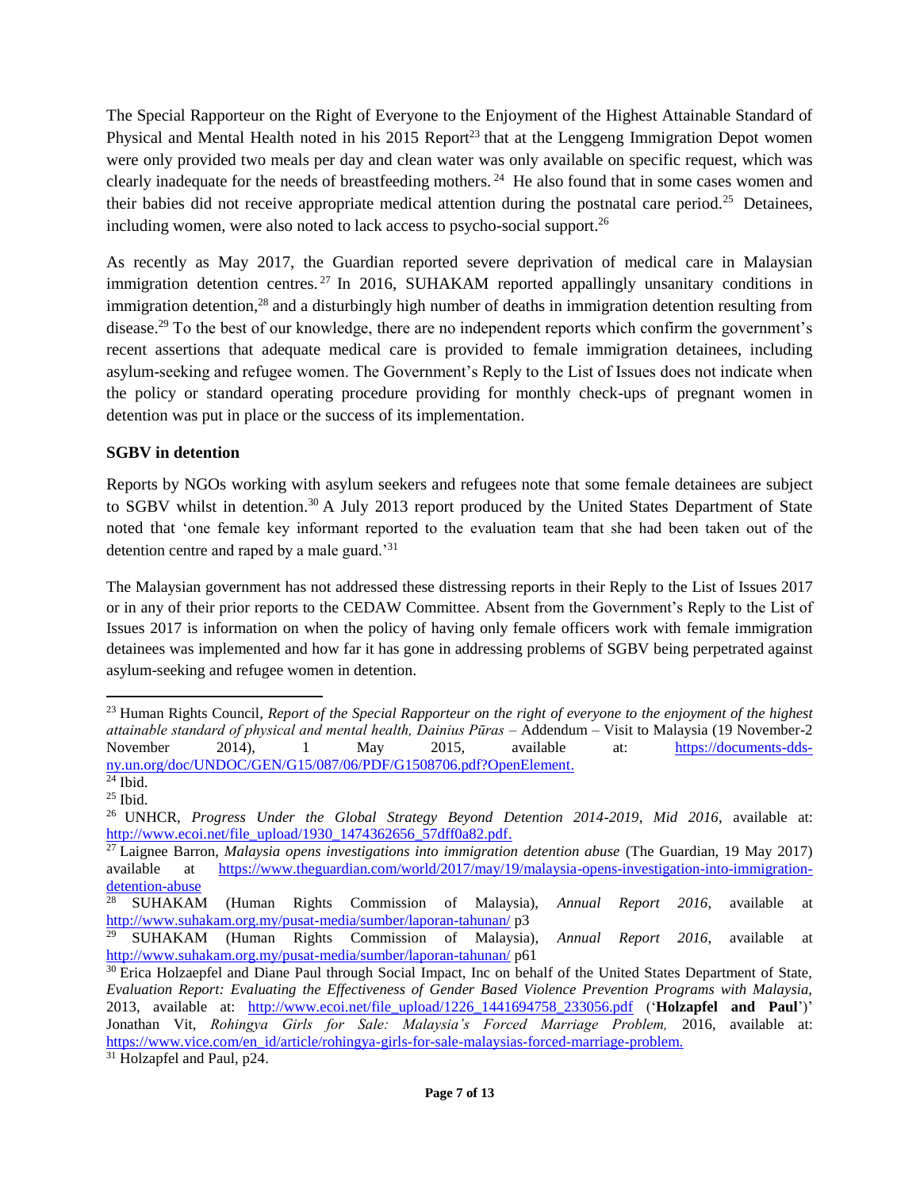The Special Rapporteur on the Right of Everyone to the Enjoyment of the Highest Attainable Standard of Physical and Mental Health noted in his 2015 Report[23] that at the Lenggeng Immigration Depot women were only provided two meals per day and clean water was only available on specific request, which was clearly inadequate for the needs of breastfeeding mothers.[24] He also found that in some cases women and their babies did not receive appropriate medical attention during the postnatal care period.[25] Detainees, including women, were also noted to lack access to psycho-social support.[26]

As recently as May 2017, the Guardian reported severe deprivation of medical care in Malaysian immigration detention centres.[27] In 2016, SUHAKAM reported appallingly unsanitary conditions in immigration detention,[28] and a disturbingly high number of deaths in immigration detention resulting from disease.[29] To the best of our knowledge, there are no independent reports which confirm the government's recent assertions that adequate medical care is provided to female immigration detainees, including asylum-seeking and refugee women. The Government's Reply to the List of Issues does not indicate when the policy or standard operating procedure providing for monthly check-ups of pregnant women in detention was put in place or the success of its implementation.

**SGBV in detention**

Reports by NGOs working with asylum seekers and refugees note that some female detainees are subject to SGBV whilst in detention.[30] A July 2013 report produced by the United States Department of State noted that 'one female key informant reported to the evaluation team that she had been taken out of the detention centre and raped by a male guard.'[31]

The Malaysian government has not addressed these distressing reports in their Reply to the List of Issues 2017 or in any of their prior reports to the CEDAW Committee. Absent from the Government's Reply to the List of Issues 2017 is information on when the policy of having only female officers work with female immigration detainees was implemented and how far it has gone in addressing problems of SGBV being perpetrated against asylum-seeking and refugee women in detention.

---

[23] Human Rights Council, *Report of the Special Rapporteur on the right of everyone to the enjoyment of the highest attainable standard of physical and mental health, Dainius Pūras* – Addendum – Visit to Malaysia (19 November-2 November 2014), 1 May 2015, available at: https://documents-dds-ny.un.org/doc/UNDOC/GEN/G15/087/06/PDF/G1508706.pdf?OpenElement.

[24] Ibid.

[25] Ibid.

[26] UNHCR, *Progress Under the Global Strategy Beyond Detention 2014-2019, Mid 2016*, available at: http://www.ecoi.net/file_upload/1930_1474362656_57dff0a82.pdf.

[27] Laignee Barron, *Malaysia opens investigations into immigration detention abuse* (The Guardian, 19 May 2017) available at https://www.theguardian.com/world/2017/may/19/malaysia-opens-investigation-into-immigration-detention-abuse

[28] SUHAKAM (Human Rights Commission of Malaysia), *Annual Report 2016*, available at http://www.suhakam.org.my/pusat-media/sumber/laporan-tahunan/ p3

[29] SUHAKAM (Human Rights Commission of Malaysia), *Annual Report 2016*, available at http://www.suhakam.org.my/pusat-media/sumber/laporan-tahunan/ p61

[30] Erica Holzaepfel and Diane Paul through Social Impact, Inc on behalf of the United States Department of State, *Evaluation Report: Evaluating the Effectiveness of Gender Based Violence Prevention Programs with Malaysia*, 2013, available at: http://www.ecoi.net/file_upload/1226_1441694758_233056.pdf ('**Holzapfel and Paul**')' Jonathan Vit, *Rohingya Girls for Sale: Malaysia's Forced Marriage Problem,* 2016, available at: https://www.vice.com/en_id/article/rohingya-girls-for-sale-malaysias-forced-marriage-problem.

[31] Holzapfel and Paul, p24.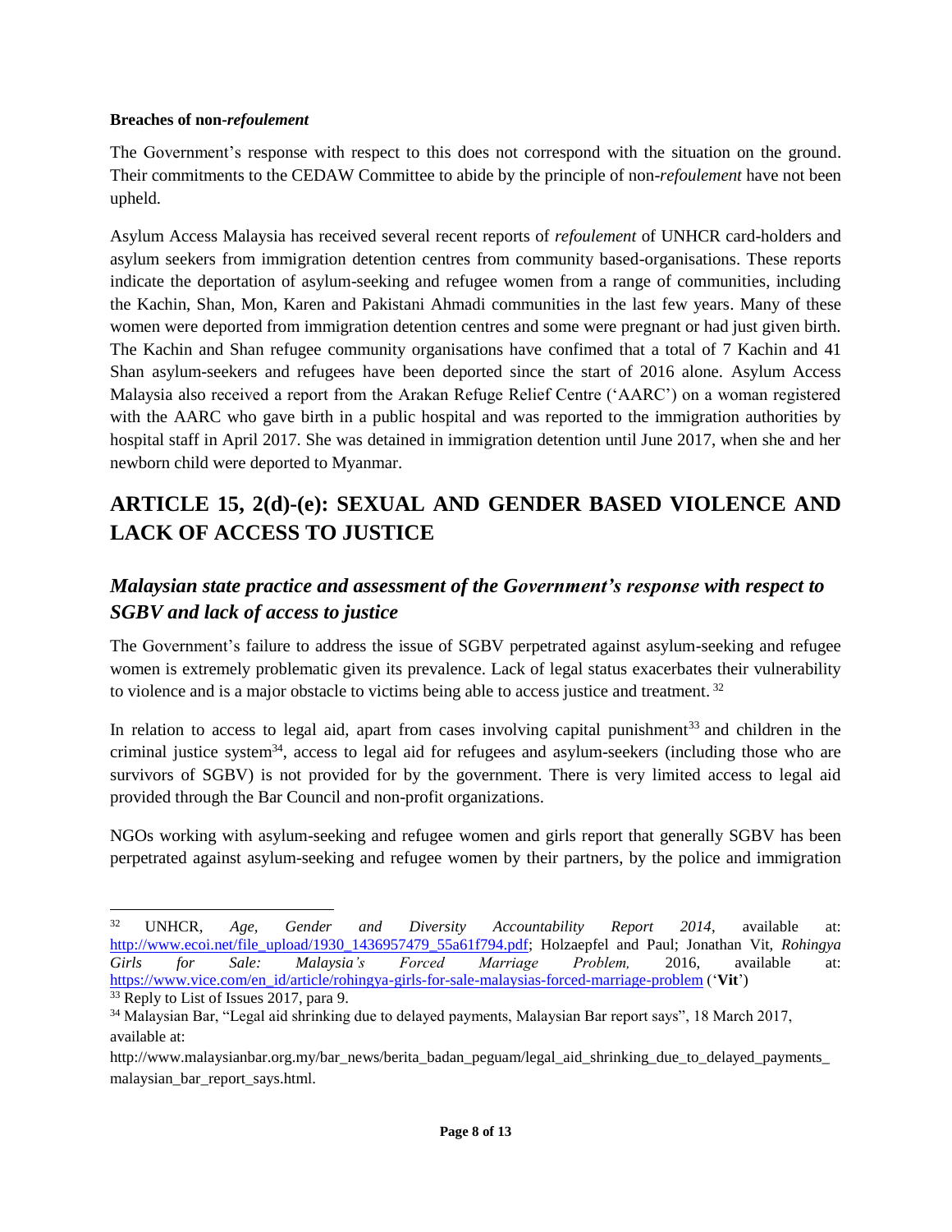**Breaches of non-*refoulement***

The Government's response with respect to this does not correspond with the situation on the ground. Their commitments to the CEDAW Committee to abide by the principle of non-*refoulement* have not been upheld.

Asylum Access Malaysia has received several recent reports of *refoulement* of UNHCR card-holders and asylum seekers from immigration detention centres from community based-organisations. These reports indicate the deportation of asylum-seeking and refugee women from a range of communities, including the Kachin, Shan, Mon, Karen and Pakistani Ahmadi communities in the last few years. Many of these women were deported from immigration detention centres and some were pregnant or had just given birth. The Kachin and Shan refugee community organisations have confimed that a total of 7 Kachin and 41 Shan asylum-seekers and refugees have been deported since the start of 2016 alone. Asylum Access Malaysia also received a report from the Arakan Refuge Relief Centre ('AARC') on a woman registered with the AARC who gave birth in a public hospital and was reported to the immigration authorities by hospital staff in April 2017. She was detained in immigration detention until June 2017, when she and her newborn child were deported to Myanmar.

# ARTICLE 15, 2(d)-(e): SEXUAL AND GENDER BASED VIOLENCE AND LACK OF ACCESS TO JUSTICE

## *Malaysian state practice and assessment of the Government's response with respect to SGBV and lack of access to justice*

The Government's failure to address the issue of SGBV perpetrated against asylum-seeking and refugee women is extremely problematic given its prevalence. Lack of legal status exacerbates their vulnerability to violence and is a major obstacle to victims being able to access justice and treatment. [32]

In relation to access to legal aid, apart from cases involving capital punishment[33] and children in the criminal justice system[34], access to legal aid for refugees and asylum-seekers (including those who are survivors of SGBV) is not provided for by the government. There is very limited access to legal aid provided through the Bar Council and non-profit organizations.

NGOs working with asylum-seeking and refugee women and girls report that generally SGBV has been perpetrated against asylum-seeking and refugee women by their partners, by the police and immigration

---

[32] UNHCR, *Age, Gender and Diversity Accountability Report 2014*, available at: http://www.ecoi.net/file_upload/1930_1436957479_55a61f794.pdf; Holzaepfel and Paul; Jonathan Vit, *Rohingya Girls for Sale: Malaysia's Forced Marriage Problem,* 2016, available at: https://www.vice.com/en_id/article/rohingya-girls-for-sale-malaysias-forced-marriage-problem ('**Vit**')

[33] Reply to List of Issues 2017, para 9.

[34] Malaysian Bar, "Legal aid shrinking due to delayed payments, Malaysian Bar report says", 18 March 2017, available at: http://www.malaysianbar.org.my/bar_news/berita_badan_peguam/legal_aid_shrinking_due_to_delayed_payments_malaysian_bar_report_says.html.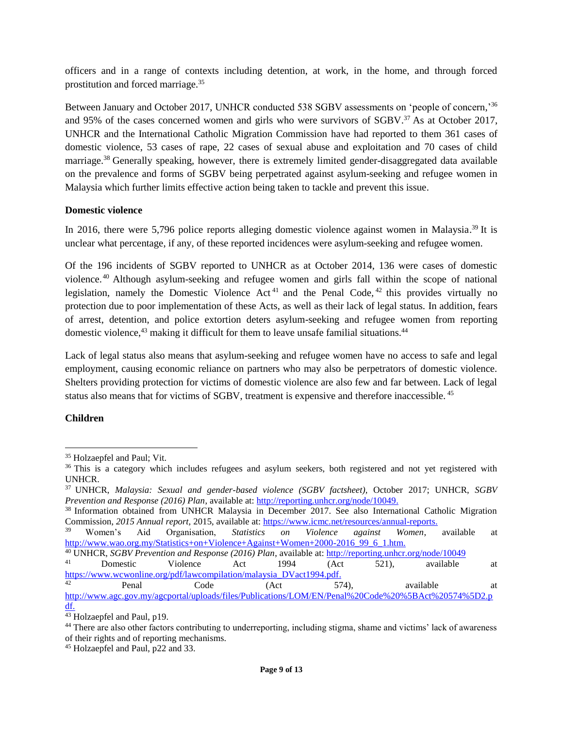officers and in a range of contexts including detention, at work, in the home, and through forced prostitution and forced marriage.[35]

Between January and October 2017, UNHCR conducted 538 SGBV assessments on 'people of concern,'[36] and 95% of the cases concerned women and girls who were survivors of SGBV.[37] As at October 2017, UNHCR and the International Catholic Migration Commission have had reported to them 361 cases of domestic violence, 53 cases of rape, 22 cases of sexual abuse and exploitation and 70 cases of child marriage.[38] Generally speaking, however, there is extremely limited gender-disaggregated data available on the prevalence and forms of SGBV being perpetrated against asylum-seeking and refugee women in Malaysia which further limits effective action being taken to tackle and prevent this issue.

**Domestic violence**

In 2016, there were 5,796 police reports alleging domestic violence against women in Malaysia.[39] It is unclear what percentage, if any, of these reported incidences were asylum-seeking and refugee women.

Of the 196 incidents of SGBV reported to UNHCR as at October 2014, 136 were cases of domestic violence.[40] Although asylum-seeking and refugee women and girls fall within the scope of national legislation, namely the Domestic Violence Act[41] and the Penal Code,[42] this provides virtually no protection due to poor implementation of these Acts, as well as their lack of legal status. In addition, fears of arrest, detention, and police extortion deters asylum-seeking and refugee women from reporting domestic violence,[43] making it difficult for them to leave unsafe familial situations.[44]

Lack of legal status also means that asylum-seeking and refugee women have no access to safe and legal employment, causing economic reliance on partners who may also be perpetrators of domestic violence. Shelters providing protection for victims of domestic violence are also few and far between. Lack of legal status also means that for victims of SGBV, treatment is expensive and therefore inaccessible.[45]

**Children**

---

[35] Holzaepfel and Paul; Vit.

[36] This is a category which includes refugees and asylum seekers, both registered and not yet registered with UNHCR.

[37] UNHCR, *Malaysia: Sexual and gender-based violence (SGBV factsheet)*, October 2017; UNHCR, *SGBV Prevention and Response (2016) Plan*, available at: http://reporting.unhcr.org/node/10049.

[38] Information obtained from UNHCR Malaysia in December 2017. See also International Catholic Migration Commission, *2015 Annual report*, 2015, available at: https://www.icmc.net/resources/annual-reports.

[39] Women's Aid Organisation, *Statistics on Violence against Women*, available at http://www.wao.org.my/Statistics+on+Violence+Against+Women+2000-2016_99_6_1.htm.

[40] UNHCR, *SGBV Prevention and Response (2016) Plan*, available at: http://reporting.unhcr.org/node/10049

[41] Domestic Violence Act 1994 (Act 521), available at https://www.wcwonline.org/pdf/lawcompilation/malaysia_DVact1994.pdf.

[42] Penal Code (Act 574), available at http://www.agc.gov.my/agcportal/uploads/files/Publications/LOM/EN/Penal%20Code%20%5BAct%20574%5D2.pdf.

[43] Holzaepfel and Paul, p19.

[44] There are also other factors contributing to underreporting, including stigma, shame and victims' lack of awareness of their rights and of reporting mechanisms.

[45] Holzaepfel and Paul, p22 and 33.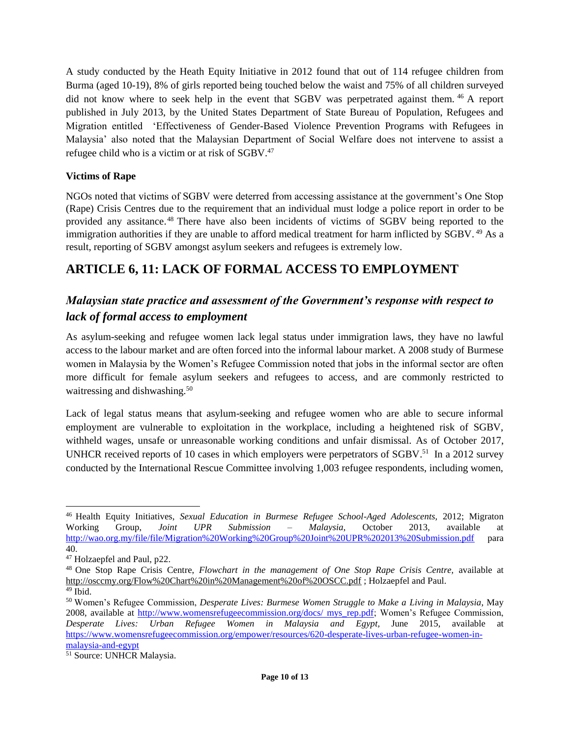A study conducted by the Heath Equity Initiative in 2012 found that out of 114 refugee children from Burma (aged 10-19), 8% of girls reported being touched below the waist and 75% of all children surveyed did not know where to seek help in the event that SGBV was perpetrated against them.[46] A report published in July 2013, by the United States Department of State Bureau of Population, Refugees and Migration entitled 'Effectiveness of Gender-Based Violence Prevention Programs with Refugees in Malaysia' also noted that the Malaysian Department of Social Welfare does not intervene to assist a refugee child who is a victim or at risk of SGBV.[47]

**Victims of Rape**

NGOs noted that victims of SGBV were deterred from accessing assistance at the government's One Stop (Rape) Crisis Centres due to the requirement that an individual must lodge a police report in order to be provided any assitance.[48] There have also been incidents of victims of SGBV being reported to the immigration authorities if they are unable to afford medical treatment for harm inflicted by SGBV.[49] As a result, reporting of SGBV amongst asylum seekers and refugees is extremely low.

## ARTICLE 6, 11: LACK OF FORMAL ACCESS TO EMPLOYMENT

### *Malaysian state practice and assessment of the Government's response with respect to lack of formal access to employment*

As asylum-seeking and refugee women lack legal status under immigration laws, they have no lawful access to the labour market and are often forced into the informal labour market. A 2008 study of Burmese women in Malaysia by the Women's Refugee Commission noted that jobs in the informal sector are often more difficult for female asylum seekers and refugees to access, and are commonly restricted to waitressing and dishwashing.[50]

Lack of legal status means that asylum-seeking and refugee women who are able to secure informal employment are vulnerable to exploitation in the workplace, including a heightened risk of SGBV, withheld wages, unsafe or unreasonable working conditions and unfair dismissal. As of October 2017, UNHCR received reports of 10 cases in which employers were perpetrators of SGBV.[51] In a 2012 survey conducted by the International Rescue Committee involving 1,003 refugee respondents, including women,

---

[46] Health Equity Initiatives, *Sexual Education in Burmese Refugee School-Aged Adolescents,* 2012; Migraton Working Group, *Joint UPR Submission – Malaysia*, October 2013, available at http://wao.org.my/file/file/Migration%20Working%20Group%20Joint%20UPR%202013%20Submission.pdf para 40.

[47] Holzaepfel and Paul, p22.

[48] One Stop Rape Crisis Centre, *Flowchart in the management of One Stop Rape Crisis Centre,* available at http://osccmy.org/Flow%20Chart%20in%20Management%20of%20OSCC.pdf ; Holzaepfel and Paul.

[49] Ibid.

[50] Women's Refugee Commission, *Desperate Lives: Burmese Women Struggle to Make a Living in Malaysia*, May 2008, available at http://www.womensrefugeecommission.org/docs/ mys_rep.pdf; Women's Refugee Commission, *Desperate Lives: Urban Refugee Women in Malaysia and Egypt,* June 2015, available at https://www.womensrefugeecommission.org/empower/resources/620-desperate-lives-urban-refugee-women-in-malaysia-and-egypt

[51] Source: UNHCR Malaysia.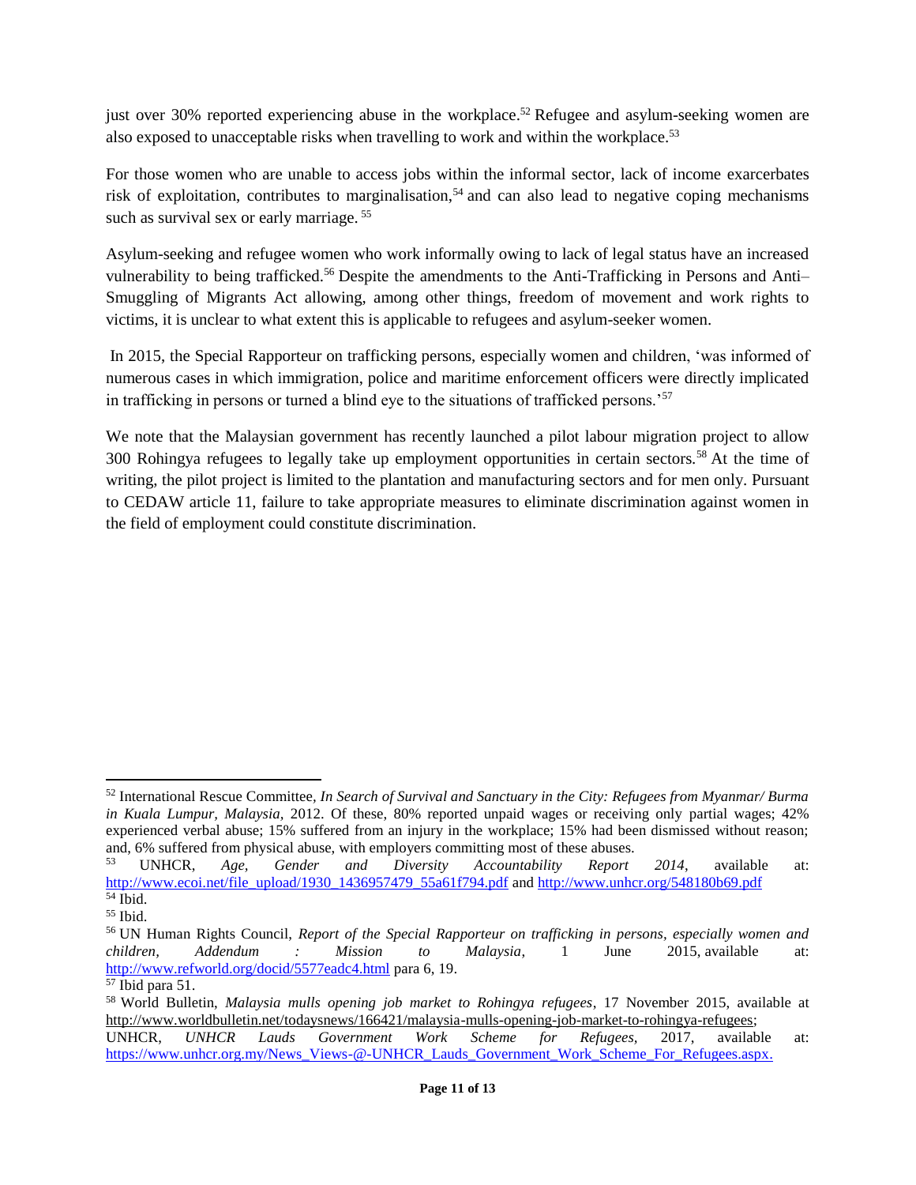just over 30% reported experiencing abuse in the workplace.[52] Refugee and asylum-seeking women are also exposed to unacceptable risks when travelling to work and within the workplace.[53]

For those women who are unable to access jobs within the informal sector, lack of income exarcerbates risk of exploitation, contributes to marginalisation,[54] and can also lead to negative coping mechanisms such as survival sex or early marriage.[55]

Asylum-seeking and refugee women who work informally owing to lack of legal status have an increased vulnerability to being trafficked.[56] Despite the amendments to the Anti-Trafficking in Persons and Anti–Smuggling of Migrants Act allowing, among other things, freedom of movement and work rights to victims, it is unclear to what extent this is applicable to refugees and asylum-seeker women.

In 2015, the Special Rapporteur on trafficking persons, especially women and children, 'was informed of numerous cases in which immigration, police and maritime enforcement officers were directly implicated in trafficking in persons or turned a blind eye to the situations of trafficked persons.'[57]

We note that the Malaysian government has recently launched a pilot labour migration project to allow 300 Rohingya refugees to legally take up employment opportunities in certain sectors.[58] At the time of writing, the pilot project is limited to the plantation and manufacturing sectors and for men only. Pursuant to CEDAW article 11, failure to take appropriate measures to eliminate discrimination against women in the field of employment could constitute discrimination.

---

[52] International Rescue Committee, *In Search of Survival and Sanctuary in the City: Refugees from Myanmar/ Burma in Kuala Lumpur, Malaysia*, 2012. Of these, 80% reported unpaid wages or receiving only partial wages; 42% experienced verbal abuse; 15% suffered from an injury in the workplace; 15% had been dismissed without reason; and, 6% suffered from physical abuse, with employers committing most of these abuses.

[53] UNHCR, *Age, Gender and Diversity Accountability Report 2014*, available at: http://www.ecoi.net/file_upload/1930_1436957479_55a61f794.pdf and http://www.unhcr.org/548180b69.pdf

[54] Ibid.

[55] Ibid.

[56] UN Human Rights Council, *Report of the Special Rapporteur on trafficking in persons, especially women and children, Addendum : Mission to Malaysia*, 1 June 2015, available at: http://www.refworld.org/docid/5577eadc4.html para 6, 19.

[57] Ibid para 51.

[58] World Bulletin, *Malaysia mulls opening job market to Rohingya refugees*, 17 November 2015, available at http://www.worldbulletin.net/todaysnews/166421/malaysia-mulls-opening-job-market-to-rohingya-refugees; UNHCR, *UNHCR Lauds Government Work Scheme for Refugees,* 2017, available at: https://www.unhcr.org.my/News_Views-@-UNHCR_Lauds_Government_Work_Scheme_For_Refugees.aspx.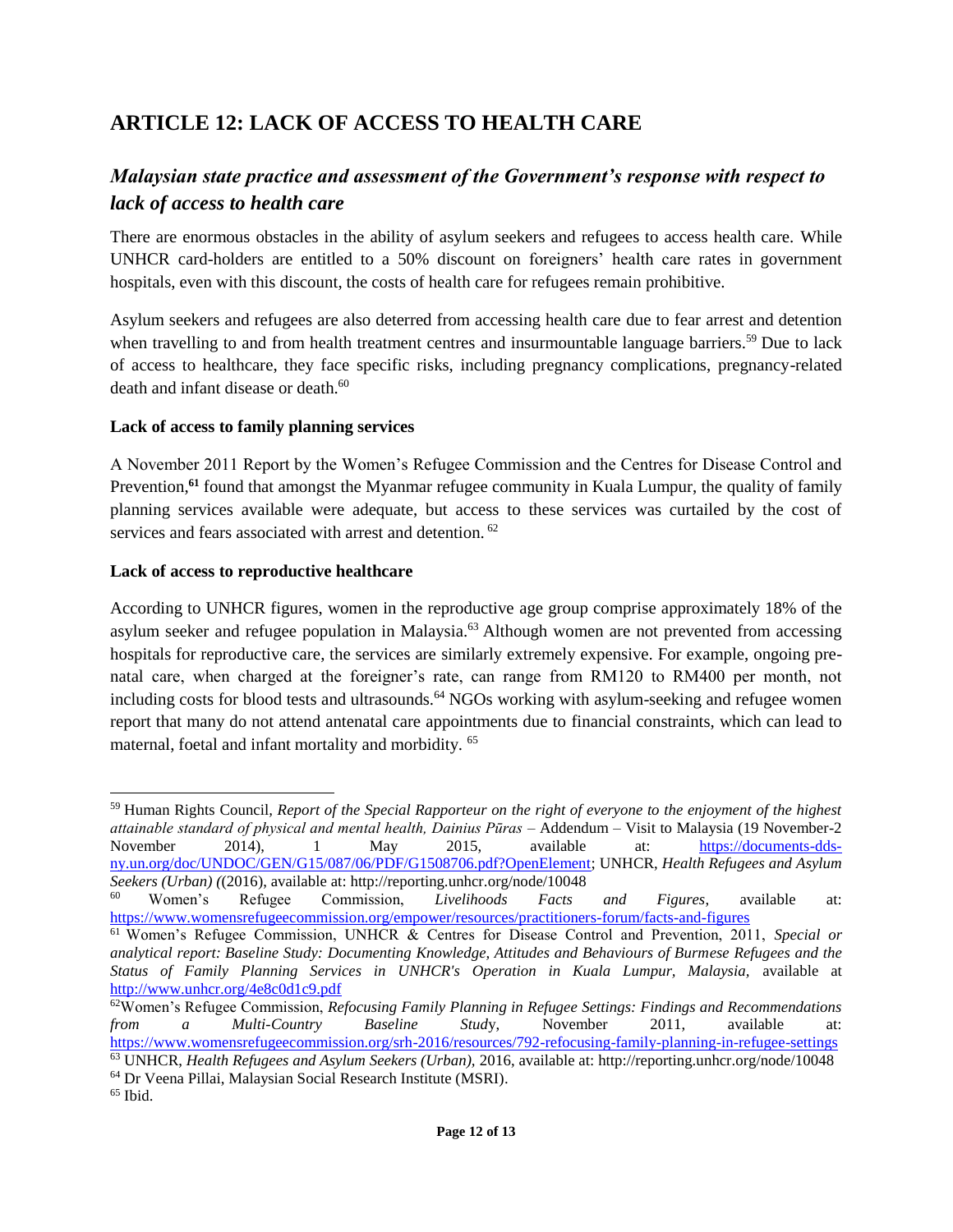# ARTICLE 12: LACK OF ACCESS TO HEALTH CARE

## *Malaysian state practice and assessment of the Government's response with respect to lack of access to health care*

There are enormous obstacles in the ability of asylum seekers and refugees to access health care. While UNHCR card-holders are entitled to a 50% discount on foreigners' health care rates in government hospitals, even with this discount, the costs of health care for refugees remain prohibitive.

Asylum seekers and refugees are also deterred from accessing health care due to fear arrest and detention when travelling to and from health treatment centres and insurmountable language barriers.[59] Due to lack of access to healthcare, they face specific risks, including pregnancy complications, pregnancy-related death and infant disease or death.[60]

**Lack of access to family planning services**

A November 2011 Report by the Women's Refugee Commission and the Centres for Disease Control and Prevention,[61] found that amongst the Myanmar refugee community in Kuala Lumpur, the quality of family planning services available were adequate, but access to these services was curtailed by the cost of services and fears associated with arrest and detention. [62]

**Lack of access to reproductive healthcare**

According to UNHCR figures, women in the reproductive age group comprise approximately 18% of the asylum seeker and refugee population in Malaysia.[63] Although women are not prevented from accessing hospitals for reproductive care, the services are similarly extremely expensive. For example, ongoing pre-natal care, when charged at the foreigner's rate, can range from RM120 to RM400 per month, not including costs for blood tests and ultrasounds.[64] NGOs working with asylum-seeking and refugee women report that many do not attend antenatal care appointments due to financial constraints, which can lead to maternal, foetal and infant mortality and morbidity. [65]

---

[59] Human Rights Council, *Report of the Special Rapporteur on the right of everyone to the enjoyment of the highest attainable standard of physical and mental health, Dainius Pūras* – Addendum – Visit to Malaysia (19 November-2 November 2014), 1 May 2015, available at: https://documents-dds-ny.un.org/doc/UNDOC/GEN/G15/087/06/PDF/G1508706.pdf?OpenElement; UNHCR, *Health Refugees and Asylum Seekers (Urban)* ((2016), available at: http://reporting.unhcr.org/node/10048

[60] Women's Refugee Commission, *Livelihoods Facts and Figures*, available at: https://www.womensrefugeecommission.org/empower/resources/practitioners-forum/facts-and-figures

[61] Women's Refugee Commission, UNHCR & Centres for Disease Control and Prevention, 2011, *Special or analytical report: Baseline Study: Documenting Knowledge, Attitudes and Behaviours of Burmese Refugees and the Status of Family Planning Services in UNHCR's Operation in Kuala Lumpur, Malaysia*, available at http://www.unhcr.org/4e8c0d1c9.pdf

[62] Women's Refugee Commission, *Refocusing Family Planning in Refugee Settings: Findings and Recommendations from a Multi-Country Baseline Study*, November 2011, available at: https://www.womensrefugeecommission.org/srh-2016/resources/792-refocusing-family-planning-in-refugee-settings

[63] UNHCR, *Health Refugees and Asylum Seekers (Urban)*, 2016, available at: http://reporting.unhcr.org/node/10048

[64] Dr Veena Pillai, Malaysian Social Research Institute (MSRI).

[65] Ibid.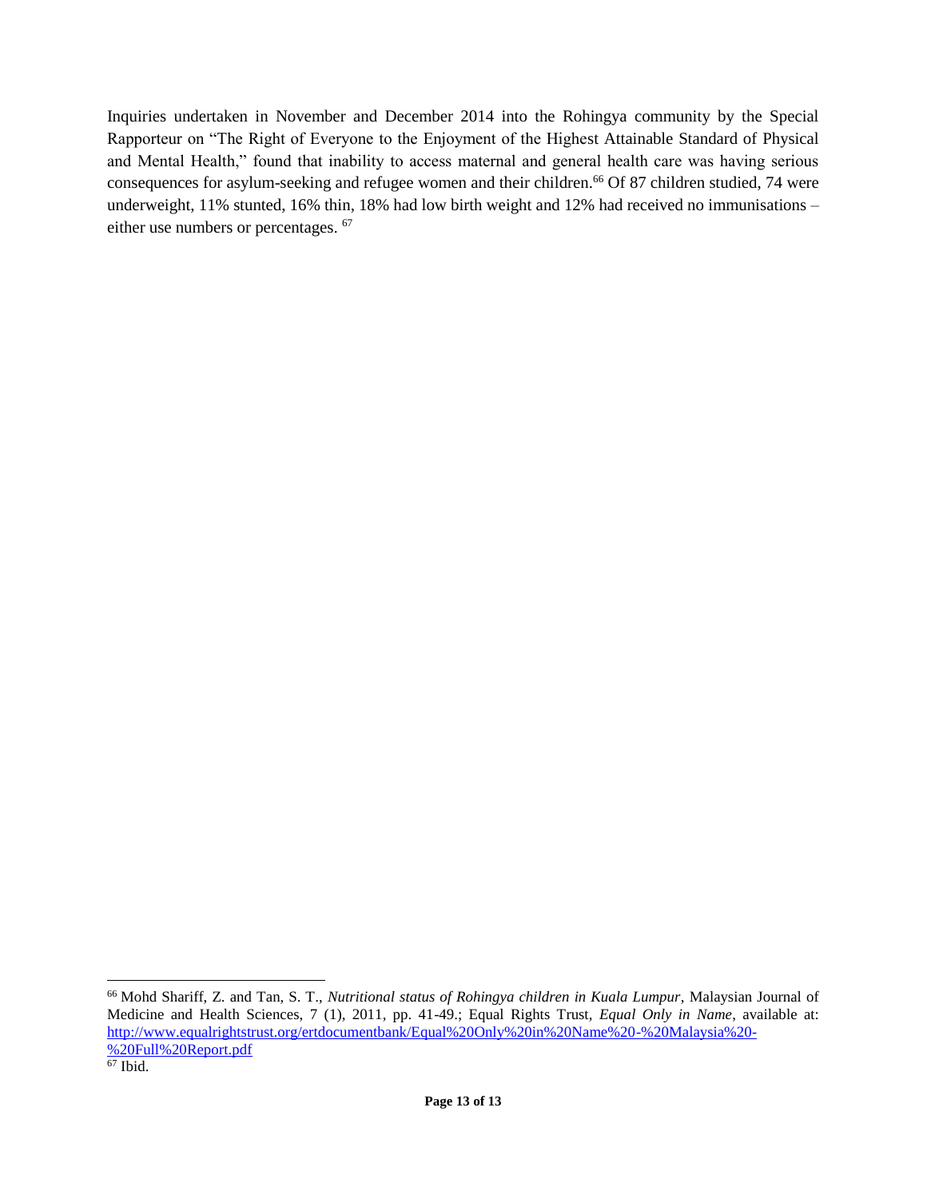Inquiries undertaken in November and December 2014 into the Rohingya community by the Special Rapporteur on "The Right of Everyone to the Enjoyment of the Highest Attainable Standard of Physical and Mental Health," found that inability to access maternal and general health care was having serious consequences for asylum-seeking and refugee women and their children.[66] Of 87 children studied, 74 were underweight, 11% stunted, 16% thin, 18% had low birth weight and 12% had received no immunisations – either use numbers or percentages. [67]

---

[66] Mohd Shariff, Z. and Tan, S. T., *Nutritional status of Rohingya children in Kuala Lumpur*, Malaysian Journal of Medicine and Health Sciences, 7 (1), 2011, pp. 41-49.; Equal Rights Trust, *Equal Only in Name*, available at: http://www.equalrightstrust.org/ertdocumentbank/Equal%20Only%20in%20Name%20-%20Malaysia%20-%20Full%20Report.pdf

[67] Ibid.